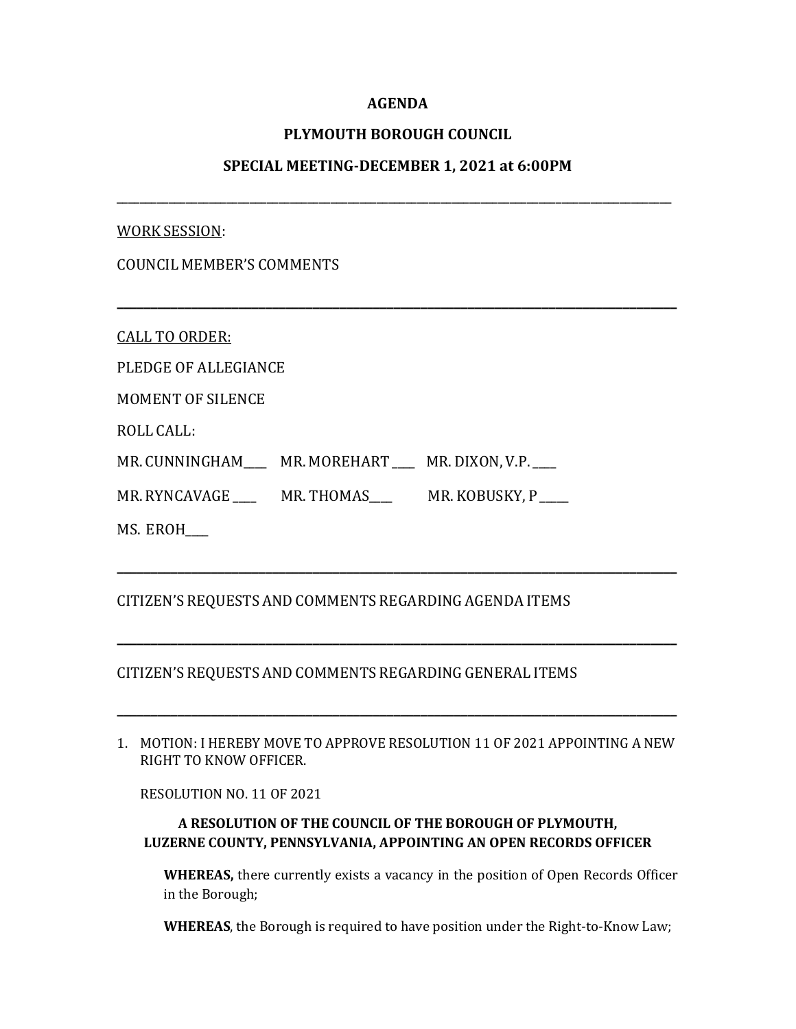**AGENDA**

**PLYMOUTH BOROUGH COUNCIL**

**SPECIAL MEETING-DECEMBER 1, 2021 at 6:00PM**

---

WORK SESSION:

COUNCIL MEMBER'S COMMENTS

---

CALL TO ORDER:

PLEDGE OF ALLEGIANCE

MOMENT OF SILENCE

ROLL CALL:

MR. CUNNINGHAM____ MR. MOREHART ____ MR. DIXON, V.P. ____

MR. RYNCAVAGE ____ MR. THOMAS____ MR. KOBUSKY, P _____

MS. EROH____

---

CITIZEN'S REQUESTS AND COMMENTS REGARDING AGENDA ITEMS

---

CITIZEN'S REQUESTS AND COMMENTS REGARDING GENERAL ITEMS

---

1. MOTION: I HEREBY MOVE TO APPROVE RESOLUTION 11 OF 2021 APPOINTING A NEW RIGHT TO KNOW OFFICER.

   RESOLUTION NO. 11 OF 2021

   **A RESOLUTION OF THE COUNCIL OF THE BOROUGH OF PLYMOUTH, LUZERNE COUNTY, PENNSYLVANIA, APPOINTING AN OPEN RECORDS OFFICER**

   **WHEREAS,** there currently exists a vacancy in the position of Open Records Officer in the Borough;

   **WHEREAS**, the Borough is required to have position under the Right-to-Know Law;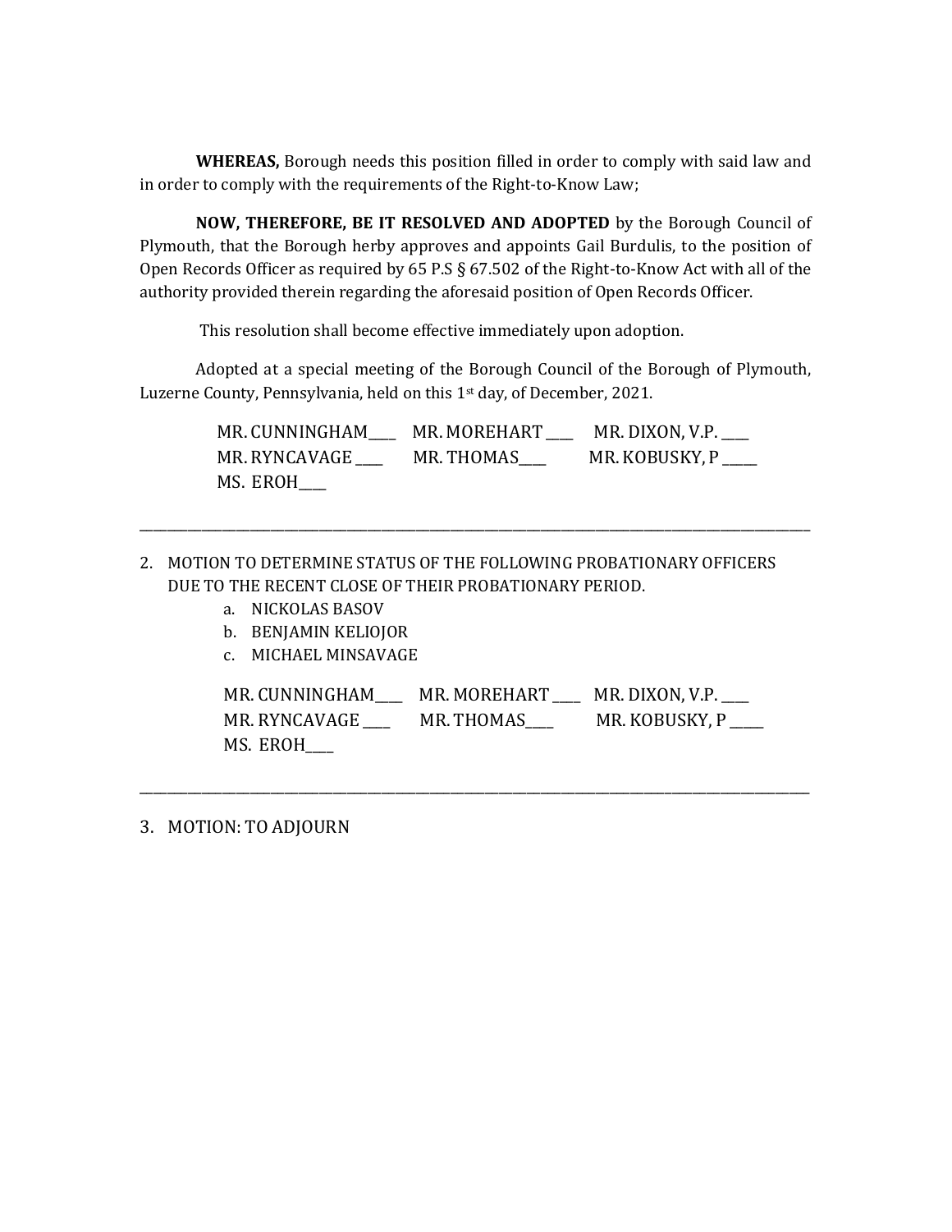**WHEREAS,** Borough needs this position filled in order to comply with said law and in order to comply with the requirements of the Right-to-Know Law;

**NOW, THEREFORE, BE IT RESOLVED AND ADOPTED** by the Borough Council of Plymouth, that the Borough herby approves and appoints Gail Burdulis, to the position of Open Records Officer as required by 65 P.S § 67.502 of the Right-to-Know Act with all of the authority provided therein regarding the aforesaid position of Open Records Officer.

This resolution shall become effective immediately upon adoption.

Adopted at a special meeting of the Borough Council of the Borough of Plymouth, Luzerne County, Pennsylvania, held on this 1st day, of December, 2021.

MR. CUNNINGHAM____ MR. MOREHART ____ MR. DIXON, V.P. ____
MR. RYNCAVAGE ____ MR. THOMAS____ MR. KOBUSKY, P _____
MS. EROH____

---

2. MOTION TO DETERMINE STATUS OF THE FOLLOWING PROBATIONARY OFFICERS DUE TO THE RECENT CLOSE OF THEIR PROBATIONARY PERIOD.
   a. NICKOLAS BASOV
   b. BENJAMIN KELIOJOR
   c. MICHAEL MINSAVAGE

MR. CUNNINGHAM____ MR. MOREHART ____ MR. DIXON, V.P. ____
MR. RYNCAVAGE ____ MR. THOMAS____ MR. KOBUSKY, P _____
MS. EROH____

---

3. MOTION: TO ADJOURN